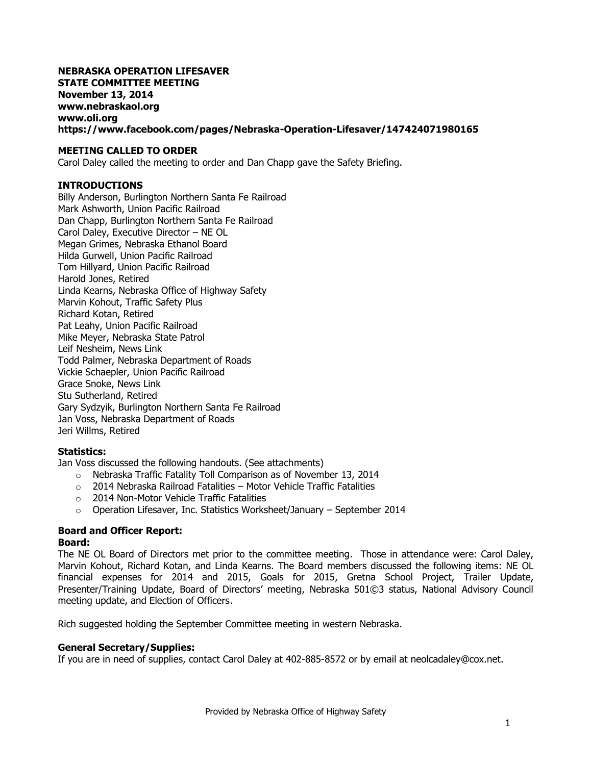**NEBRASKA OPERATION LIFESAVER**
**STATE COMMITTEE MEETING**
**November 13, 2014**
**www.nebraskaol.org**
**www.oli.org**
**https://www.facebook.com/pages/Nebraska-Operation-Lifesaver/147424071980165**

## MEETING CALLED TO ORDER

Carol Daley called the meeting to order and Dan Chapp gave the Safety Briefing.

## INTRODUCTIONS

Billy Anderson, Burlington Northern Santa Fe Railroad
Mark Ashworth, Union Pacific Railroad
Dan Chapp, Burlington Northern Santa Fe Railroad
Carol Daley, Executive Director – NE OL
Megan Grimes, Nebraska Ethanol Board
Hilda Gurwell, Union Pacific Railroad
Tom Hillyard, Union Pacific Railroad
Harold Jones, Retired
Linda Kearns, Nebraska Office of Highway Safety
Marvin Kohout, Traffic Safety Plus
Richard Kotan, Retired
Pat Leahy, Union Pacific Railroad
Mike Meyer, Nebraska State Patrol
Leif Nesheim, News Link
Todd Palmer, Nebraska Department of Roads
Vickie Schaepler, Union Pacific Railroad
Grace Snoke, News Link
Stu Sutherland, Retired
Gary Sydzyik, Burlington Northern Santa Fe Railroad
Jan Voss, Nebraska Department of Roads
Jeri Willms, Retired

### Statistics:

Jan Voss discussed the following handouts. (See attachments)

- Nebraska Traffic Fatality Toll Comparison as of November 13, 2014
- 2014 Nebraska Railroad Fatalities – Motor Vehicle Traffic Fatalities
- 2014 Non-Motor Vehicle Traffic Fatalities
- Operation Lifesaver, Inc. Statistics Worksheet/January – September 2014

### Board and Officer Report:

**Board:**

The NE OL Board of Directors met prior to the committee meeting. Those in attendance were: Carol Daley, Marvin Kohout, Richard Kotan, and Linda Kearns. The Board members discussed the following items: NE OL financial expenses for 2014 and 2015, Goals for 2015, Gretna School Project, Trailer Update, Presenter/Training Update, Board of Directors' meeting, Nebraska 501©3 status, National Advisory Council meeting update, and Election of Officers.

Rich suggested holding the September Committee meeting in western Nebraska.

### General Secretary/Supplies:

If you are in need of supplies, contact Carol Daley at 402-885-8572 or by email at neolcadaley@cox.net.

Provided by Nebraska Office of Highway Safety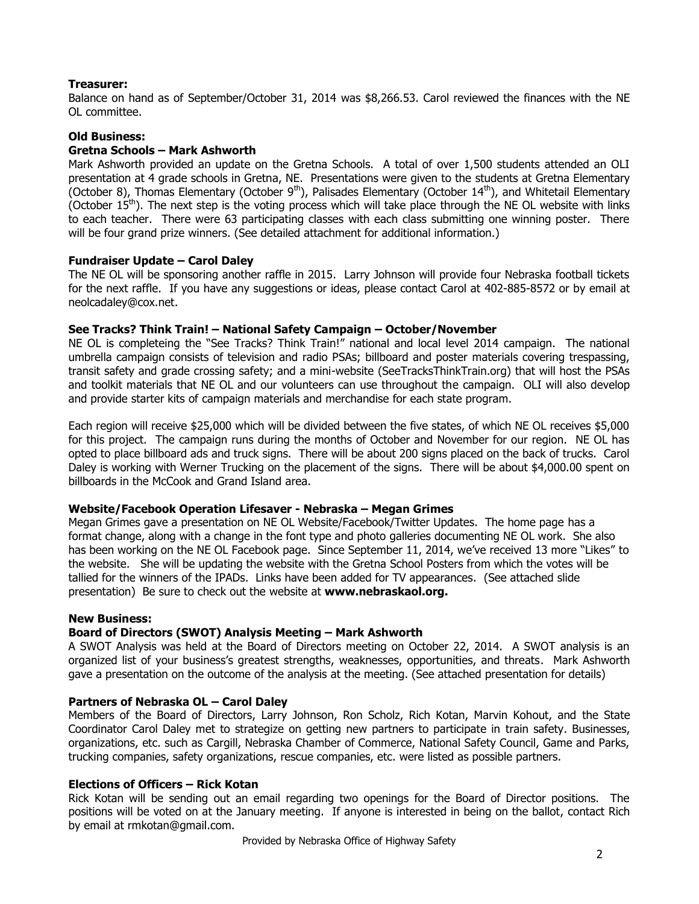**Treasurer:**

Balance on hand as of September/October 31, 2014 was $8,266.53. Carol reviewed the finances with the NE OL committee.

**Old Business:**

**Gretna Schools – Mark Ashworth**

Mark Ashworth provided an update on the Gretna Schools. A total of over 1,500 students attended an OLI presentation at 4 grade schools in Gretna, NE. Presentations were given to the students at Gretna Elementary (October 8), Thomas Elementary (October 9th), Palisades Elementary (October 14th), and Whitetail Elementary (October 15th). The next step is the voting process which will take place through the NE OL website with links to each teacher. There were 63 participating classes with each class submitting one winning poster. There will be four grand prize winners. (See detailed attachment for additional information.)

**Fundraiser Update – Carol Daley**

The NE OL will be sponsoring another raffle in 2015. Larry Johnson will provide four Nebraska football tickets for the next raffle. If you have any suggestions or ideas, please contact Carol at 402-885-8572 or by email at neolcadaley@cox.net.

**See Tracks? Think Train! – National Safety Campaign – October/November**

NE OL is completeing the "See Tracks? Think Train!" national and local level 2014 campaign. The national umbrella campaign consists of television and radio PSAs; billboard and poster materials covering trespassing, transit safety and grade crossing safety; and a mini-website (SeeTracksThinkTrain.org) that will host the PSAs and toolkit materials that NE OL and our volunteers can use throughout the campaign. OLI will also develop and provide starter kits of campaign materials and merchandise for each state program.

Each region will receive $25,000 which will be divided between the five states, of which NE OL receives $5,000 for this project. The campaign runs during the months of October and November for our region. NE OL has opted to place billboard ads and truck signs. There will be about 200 signs placed on the back of trucks. Carol Daley is working with Werner Trucking on the placement of the signs. There will be about $4,000.00 spent on billboards in the McCook and Grand Island area.

**Website/Facebook Operation Lifesaver - Nebraska – Megan Grimes**

Megan Grimes gave a presentation on NE OL Website/Facebook/Twitter Updates. The home page has a format change, along with a change in the font type and photo galleries documenting NE OL work. She also has been working on the NE OL Facebook page. Since September 11, 2014, we've received 13 more "Likes" to the website. She will be updating the website with the Gretna School Posters from which the votes will be tallied for the winners of the IPADs. Links have been added for TV appearances. (See attached slide presentation) Be sure to check out the website at **www.nebraskaol.org.**

**New Business:**

**Board of Directors (SWOT) Analysis Meeting – Mark Ashworth**

A SWOT Analysis was held at the Board of Directors meeting on October 22, 2014. A SWOT analysis is an organized list of your business's greatest strengths, weaknesses, opportunities, and threats. Mark Ashworth gave a presentation on the outcome of the analysis at the meeting. (See attached presentation for details)

**Partners of Nebraska OL – Carol Daley**

Members of the Board of Directors, Larry Johnson, Ron Scholz, Rich Kotan, Marvin Kohout, and the State Coordinator Carol Daley met to strategize on getting new partners to participate in train safety. Businesses, organizations, etc. such as Cargill, Nebraska Chamber of Commerce, National Safety Council, Game and Parks, trucking companies, safety organizations, rescue companies, etc. were listed as possible partners.

**Elections of Officers – Rick Kotan**

Rick Kotan will be sending out an email regarding two openings for the Board of Director positions. The positions will be voted on at the January meeting. If anyone is interested in being on the ballot, contact Rich by email at rmkotan@gmail.com.

Provided by Nebraska Office of Highway Safety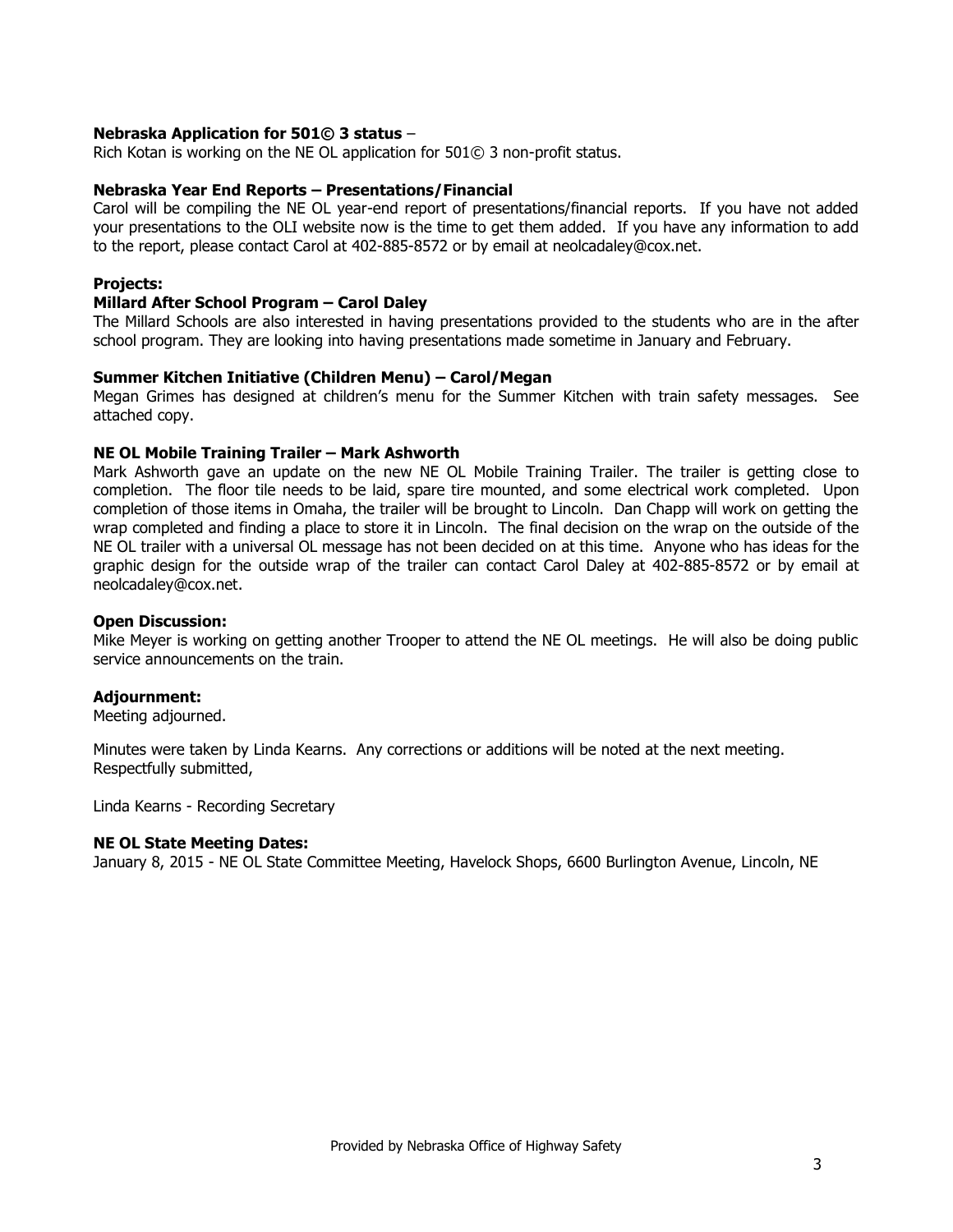**Nebraska Application for 501© 3 status** –
Rich Kotan is working on the NE OL application for 501© 3 non-profit status.

**Nebraska Year End Reports – Presentations/Financial**
Carol will be compiling the NE OL year-end report of presentations/financial reports. If you have not added your presentations to the OLI website now is the time to get them added. If you have any information to add to the report, please contact Carol at 402-885-8572 or by email at neolcadaley@cox.net.

**Projects:**

**Millard After School Program – Carol Daley**
The Millard Schools are also interested in having presentations provided to the students who are in the after school program. They are looking into having presentations made sometime in January and February.

**Summer Kitchen Initiative (Children Menu) – Carol/Megan**
Megan Grimes has designed at children's menu for the Summer Kitchen with train safety messages. See attached copy.

**NE OL Mobile Training Trailer – Mark Ashworth**
Mark Ashworth gave an update on the new NE OL Mobile Training Trailer. The trailer is getting close to completion. The floor tile needs to be laid, spare tire mounted, and some electrical work completed. Upon completion of those items in Omaha, the trailer will be brought to Lincoln. Dan Chapp will work on getting the wrap completed and finding a place to store it in Lincoln. The final decision on the wrap on the outside of the NE OL trailer with a universal OL message has not been decided on at this time. Anyone who has ideas for the graphic design for the outside wrap of the trailer can contact Carol Daley at 402-885-8572 or by email at neolcadaley@cox.net.

**Open Discussion:**
Mike Meyer is working on getting another Trooper to attend the NE OL meetings. He will also be doing public service announcements on the train.

**Adjournment:**
Meeting adjourned.

Minutes were taken by Linda Kearns. Any corrections or additions will be noted at the next meeting.
Respectfully submitted,

Linda Kearns - Recording Secretary

**NE OL State Meeting Dates:**
January 8, 2015 - NE OL State Committee Meeting, Havelock Shops, 6600 Burlington Avenue, Lincoln, NE

Provided by Nebraska Office of Highway Safety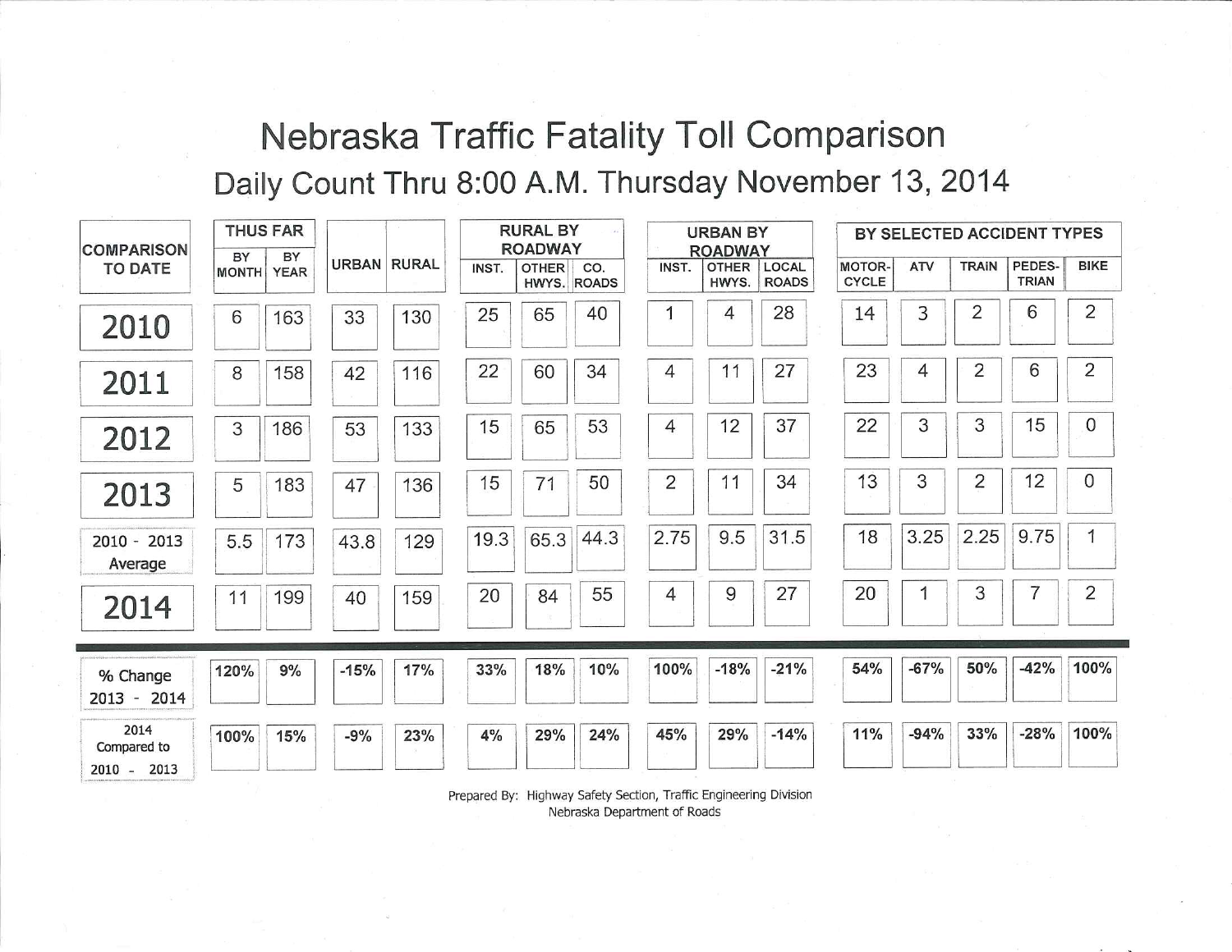# Nebraska Traffic Fatality Toll Comparison

## Daily Count Thru 8:00 A.M. Thursday November 13, 2014

| COMPARISON TO DATE | THUS FAR | | | | RURAL BY ROADWAY | | | URBAN BY ROADWAY | | | BY SELECTED ACCIDENT TYPES | | | | |
|---|---|---|---|---|---|---|---|---|---|---|---|---|---|---|---|
| | BY MONTH | BY YEAR | URBAN | RURAL | INST. | OTHER HWYS. | CO. ROADS | INST. | OTHER HWYS. | LOCAL ROADS | MOTOR-CYCLE | ATV | TRAIN | PEDES-TRIAN | BIKE |
| 2010 | 6 | 163 | 33 | 130 | 25 | 65 | 40 | 1 | 4 | 28 | 14 | 3 | 2 | 6 | 2 |
| 2011 | 8 | 158 | 42 | 116 | 22 | 60 | 34 | 4 | 11 | 27 | 23 | 4 | 2 | 6 | 2 |
| 2012 | 3 | 186 | 53 | 133 | 15 | 65 | 53 | 4 | 12 | 37 | 22 | 3 | 3 | 15 | 0 |
| 2013 | 5 | 183 | 47 | 136 | 15 | 71 | 50 | 2 | 11 | 34 | 13 | 3 | 2 | 12 | 0 |
| 2010 - 2013 Average | 5.5 | 173 | 43.8 | 129 | 19.3 | 65.3 | 44.3 | 2.75 | 9.5 | 31.5 | 18 | 3.25 | 2.25 | 9.75 | 1 |
| 2014 | 11 | 199 | 40 | 159 | 20 | 84 | 55 | 4 | 9 | 27 | 20 | 1 | 3 | 7 | 2 |
| % Change 2013 - 2014 | 120% | 9% | -15% | 17% | 33% | 18% | 10% | 100% | -18% | -21% | 54% | -67% | 50% | -42% | 100% |
| 2014 Compared to 2010 - 2013 | 100% | 15% | -9% | 23% | 4% | 29% | 24% | 45% | 29% | -14% | 11% | -94% | 33% | -28% | 100% |

Prepared By: Highway Safety Section, Traffic Engineering Division
Nebraska Department of Roads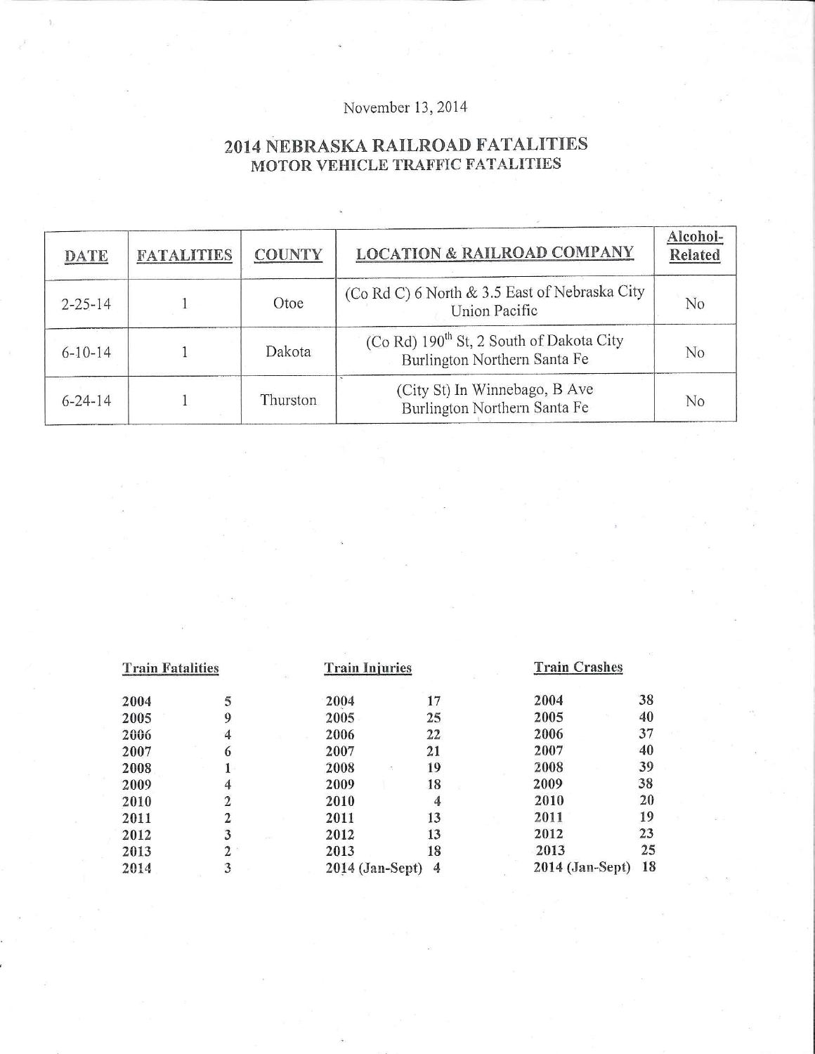November 13, 2014

# 2014 NEBRASKA RAILROAD FATALITIES
## MOTOR VEHICLE TRAFFIC FATALITIES

| DATE | FATALITIES | COUNTY | LOCATION & RAILROAD COMPANY | Alcohol-Related |
|---|---|---|---|---|
| 2-25-14 | 1 | Otoe | (Co Rd C) 6 North & 3.5 East of Nebraska City Union Pacific | No |
| 6-10-14 | 1 | Dakota | (Co Rd) 190th St, 2 South of Dakota City Burlington Northern Santa Fe | No |
| 6-24-14 | 1 | Thurston | (City St) In Winnebago, B Ave Burlington Northern Santa Fe | No |

| Train Fatalities | | Train Injuries | | Train Crashes | |
|---|---|---|---|---|---|
| 2004 | 5 | 2004 | 17 | 2004 | 38 |
| 2005 | 9 | 2005 | 25 | 2005 | 40 |
| 2006 | 4 | 2006 | 22 | 2006 | 37 |
| 2007 | 6 | 2007 | 21 | 2007 | 40 |
| 2008 | 1 | 2008 | 19 | 2008 | 39 |
| 2009 | 4 | 2009 | 18 | 2009 | 38 |
| 2010 | 2 | 2010 | 4 | 2010 | 20 |
| 2011 | 2 | 2011 | 13 | 2011 | 19 |
| 2012 | 3 | 2012 | 13 | 2012 | 23 |
| 2013 | 2 | 2013 | 18 | 2013 | 25 |
| 2014 | 3 | 2014 (Jan-Sept) | 4 | 2014 (Jan-Sept) | 18 |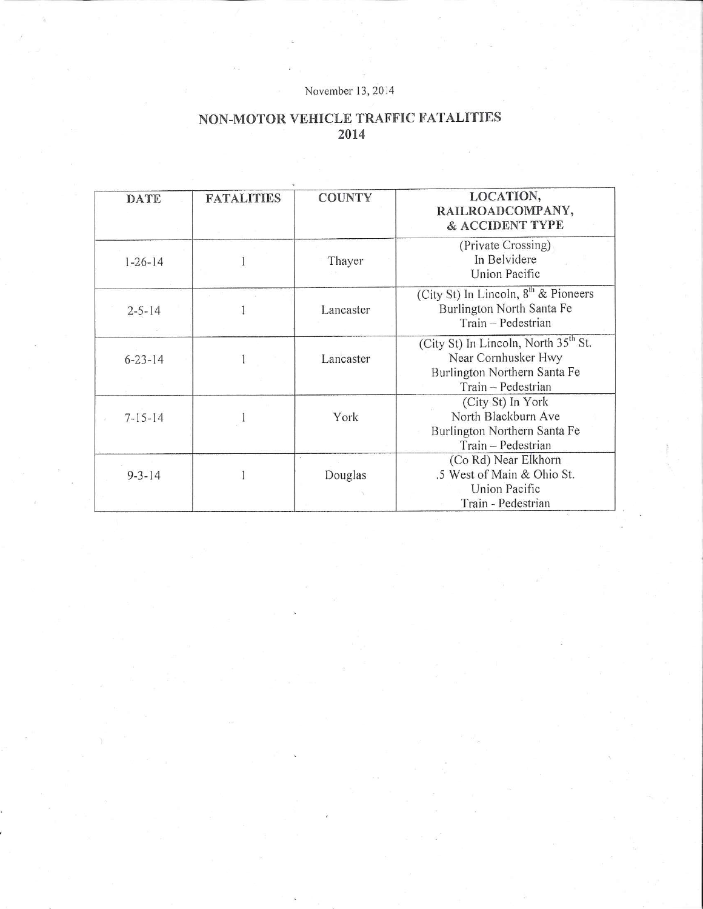November 13, 2014

# NON-MOTOR VEHICLE TRAFFIC FATALITIES
## 2014

| DATE | FATALITIES | COUNTY | LOCATION, RAILROADCOMPANY, & ACCIDENT TYPE |
|---|---|---|---|
| 1-26-14 | 1 | Thayer | (Private Crossing) In Belvidere Union Pacific |
| 2-5-14 | 1 | Lancaster | (City St) In Lincoln, 8th & Pioneers Burlington North Santa Fe Train – Pedestrian |
| 6-23-14 | 1 | Lancaster | (City St) In Lincoln, North 35th St. Near Cornhusker Hwy Burlington Northern Santa Fe Train – Pedestrian |
| 7-15-14 | 1 | York | (City St) In York North Blackburn Ave Burlington Northern Santa Fe Train – Pedestrian |
| 9-3-14 | 1 | Douglas | (Co Rd) Near Elkhorn .5 West of Main & Ohio St. Union Pacific Train - Pedestrian |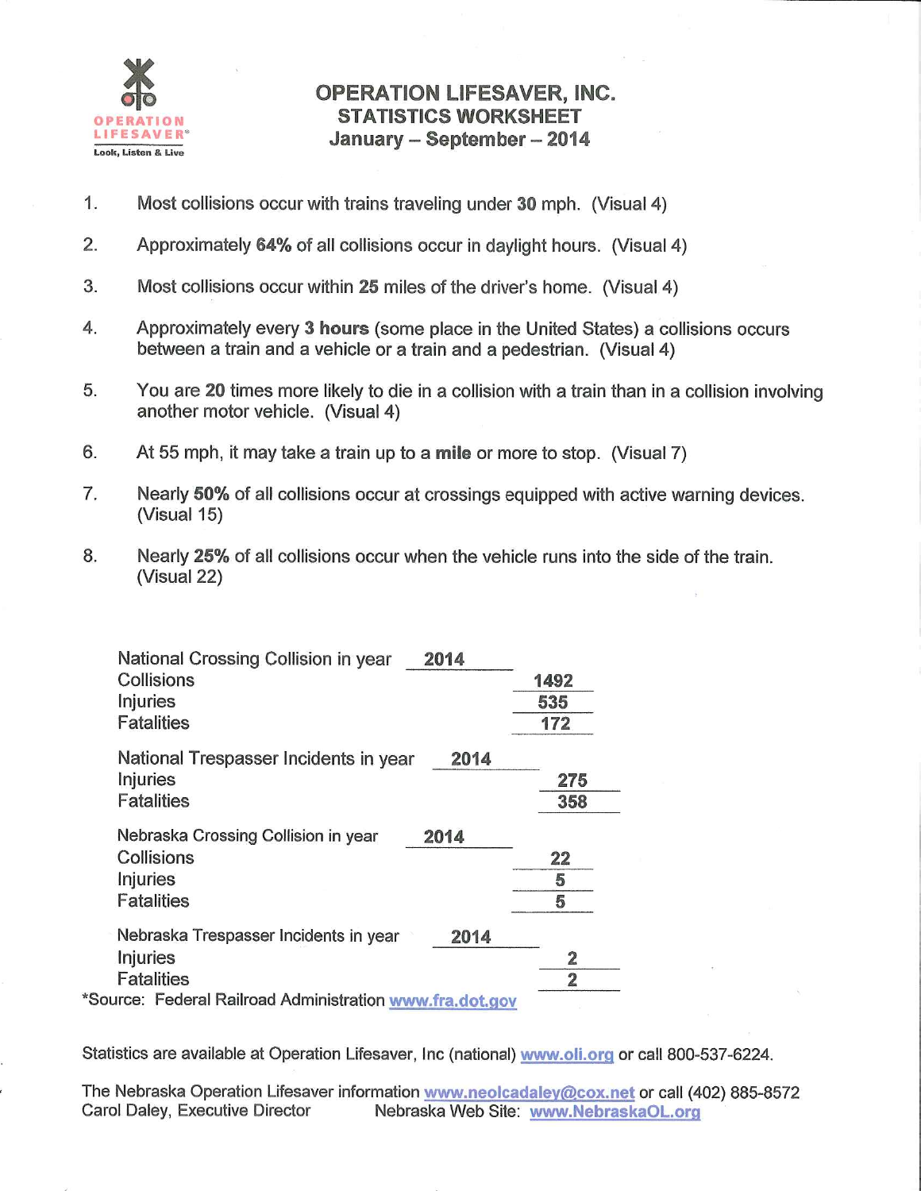OPERATION LIFESAVER® Look, Listen & Live

# OPERATION LIFESAVER, INC.
## STATISTICS WORKSHEET
## January – September – 2014

1. Most collisions occur with trains traveling under **30** mph. (Visual 4)
2. Approximately **64%** of all collisions occur in daylight hours. (Visual 4)
3. Most collisions occur within **25** miles of the driver's home. (Visual 4)
4. Approximately every **3 hours** (some place in the United States) a collisions occurs between a train and a vehicle or a train and a pedestrian. (Visual 4)
5. You are **20** times more likely to die in a collision with a train than in a collision involving another motor vehicle. (Visual 4)
6. At 55 mph, it may take a train up to a **mile** or more to stop. (Visual 7)
7. Nearly **50%** of all collisions occur at crossings equipped with active warning devices. (Visual 15)
8. Nearly **25%** of all collisions occur when the vehicle runs into the side of the train. (Visual 22)

| | |
|---|---|
| National Crossing Collision in year **2014** | |
| Collisions | **1492** |
| Injuries | **535** |
| Fatalities | **172** |
| National Trespasser Incidents in year **2014** | |
| Injuries | **275** |
| Fatalities | **358** |
| Nebraska Crossing Collision in year **2014** | |
| Collisions | **22** |
| Injuries | **5** |
| Fatalities | **5** |
| Nebraska Trespasser Incidents in year **2014** | |
| Injuries | **2** |
| Fatalities | **2** |

*Source: Federal Railroad Administration www.fra.dot.gov

Statistics are available at Operation Lifesaver, Inc (national) www.oli.org or call 800-537-6224.

The Nebraska Operation Lifesaver information www.neolcadaley@cox.net or call (402) 885-8572
Carol Daley, Executive Director Nebraska Web Site: www.NebraskaOL.org